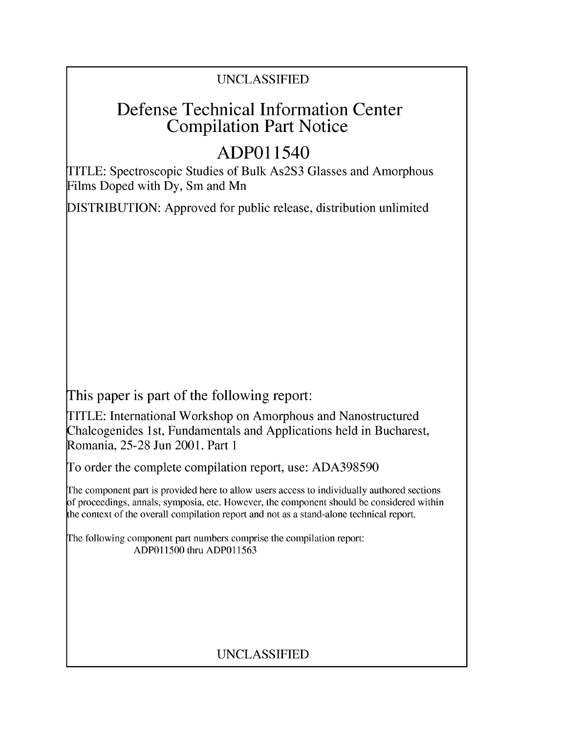UNCLASSIFIED

# Defense Technical Information Center Compilation Part Notice

# ADP011540

TITLE: Spectroscopic Studies of Bulk As2S3 Glasses and Amorphous Films Doped with Dy, Sm and Mn

DISTRIBUTION: Approved for public release, distribution unlimited

This paper is part of the following report:

TITLE: International Workshop on Amorphous and Nanostructured Chalcogenides 1st, Fundamentals and Applications held in Bucharest, Romania, 25-28 Jun 2001. Part 1

To order the complete compilation report, use: ADA398590

The component part is provided here to allow users access to individually authored sections of proceedings, annals, symposia, etc. However, the component should be considered within the context of the overall compilation report and not as a stand-alone technical report.

The following component part numbers comprise the compilation report:
ADP011500 thru ADP011563

UNCLASSIFIED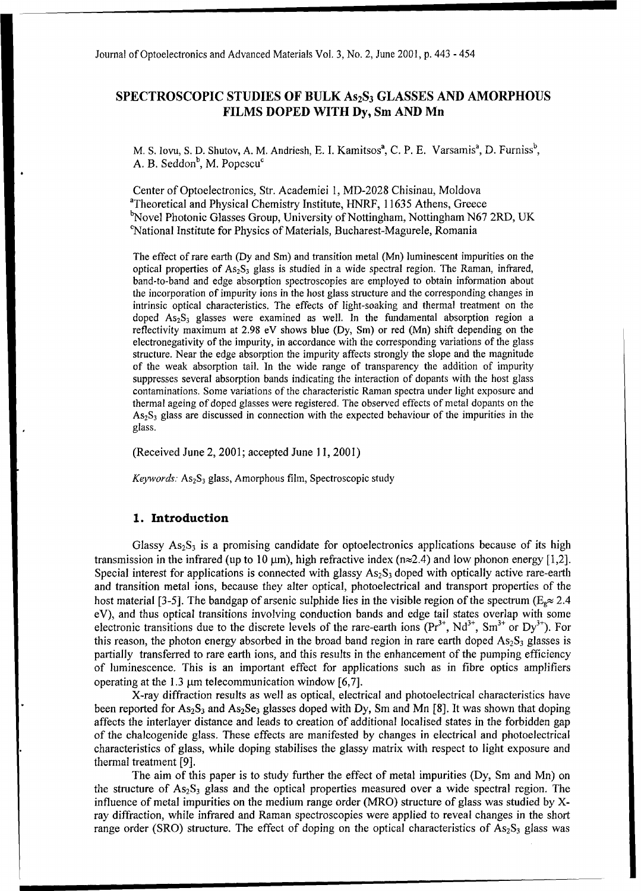# SPECTROSCOPIC STUDIES OF BULK $As_2S_3$ GLASSES AND AMORPHOUS FILMS DOPED WITH Dy, Sm AND Mn

M. S. Iovu, S. D. Shutov, A. M. Andriesh, E. I. Kamitsos[a], C. P. E. Varsamis[a], D. Furniss[b], A. B. Seddon[b], M. Popescu[c]

Center of Optoelectronics, Str. Academiei 1, MD-2028 Chisinau, Moldova
[a]Theoretical and Physical Chemistry Institute, HNRF, 11635 Athens, Greece
[b]Novel Photonic Glasses Group, University of Nottingham, Nottingham N67 2RD, UK
[c]National Institute for Physics of Materials, Bucharest-Magurele, Romania

The effect of rare earth (Dy and Sm) and transition metal (Mn) luminescent impurities on the optical properties of $As_2S_3$ glass is studied in a wide spectral region. The Raman, infrared, band-to-band and edge absorption spectroscopies are employed to obtain information about the incorporation of impurity ions in the host glass structure and the corresponding changes in intrinsic optical characteristics. The effects of light-soaking and thermal treatment on the doped $As_2S_3$ glasses were examined as well. In the fundamental absorption region a reflectivity maximum at 2.98 eV shows blue (Dy, Sm) or red (Mn) shift depending on the electronegativity of the impurity, in accordance with the corresponding variations of the glass structure. Near the edge absorption the impurity affects strongly the slope and the magnitude of the weak absorption tail. In the wide range of transparency the addition of impurity suppresses several absorption bands indicating the interaction of dopants with the host glass contaminations. Some variations of the characteristic Raman spectra under light exposure and thermal ageing of doped glasses were registered. The observed effects of metal dopants on the $As_2S_3$ glass are discussed in connection with the expected behaviour of the impurities in the glass.

(Received June 2, 2001; accepted June 11, 2001)

*Keywords:* $As_2S_3$ glass, Amorphous film, Spectroscopic study

## 1. Introduction

Glassy $As_2S_3$ is a promising candidate for optoelectronics applications because of its high transmission in the infrared (up to 10 μm), high refractive index ($n \approx 2.4$) and low phonon energy [1,2]. Special interest for applications is connected with glassy $As_2S_3$ doped with optically active rare-earth and transition metal ions, because they alter optical, photoelectrical and transport properties of the host material [3-5]. The bandgap of arsenic sulphide lies in the visible region of the spectrum ($E_g \approx 2.4$ eV), and thus optical transitions involving conduction bands and edge tail states overlap with some electronic transitions due to the discrete levels of the rare-earth ions ($Pr^{3+}$, $Nd^{3+}$, $Sm^{3+}$ or $Dy^{3+}$). For this reason, the photon energy absorbed in the broad band region in rare earth doped $As_2S_3$ glasses is partially transferred to rare earth ions, and this results in the enhancement of the pumping efficiency of luminescence. This is an important effect for applications such as in fibre optics amplifiers operating at the 1.3 μm telecommunication window [6,7].

X-ray diffraction results as well as optical, electrical and photoelectrical characteristics have been reported for $As_2S_3$ and $As_2Se_3$ glasses doped with Dy, Sm and Mn [8]. It was shown that doping affects the interlayer distance and leads to creation of additional localised states in the forbidden gap of the chalcogenide glass. These effects are manifested by changes in electrical and photoelectrical characteristics of glass, while doping stabilises the glassy matrix with respect to light exposure and thermal treatment [9].

The aim of this paper is to study further the effect of metal impurities (Dy, Sm and Mn) on the structure of $As_2S_3$ glass and the optical properties measured over a wide spectral region. The influence of metal impurities on the medium range order (MRO) structure of glass was studied by X-ray diffraction, while infrared and Raman spectroscopies were applied to reveal changes in the short range order (SRO) structure. The effect of doping on the optical characteristics of $As_2S_3$ glass was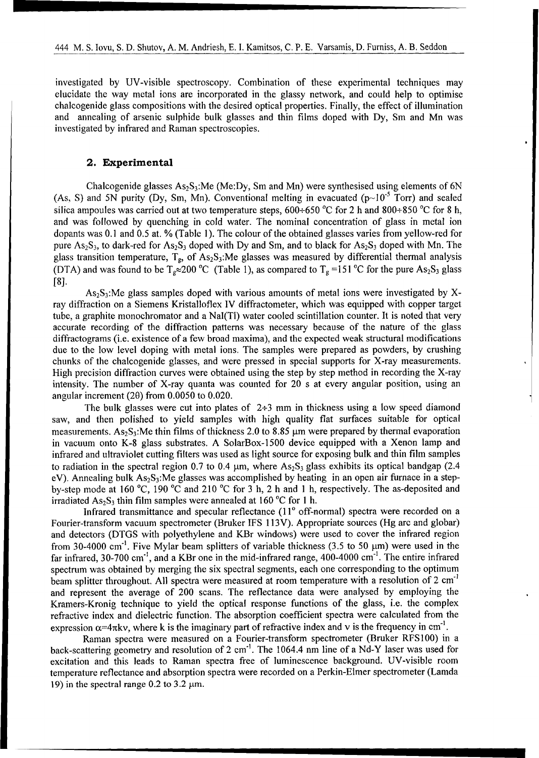investigated by UV-visible spectroscopy. Combination of these experimental techniques may elucidate the way metal ions are incorporated in the glassy network, and could help to optimise chalcogenide glass compositions with the desired optical properties. Finally, the effect of illumination and annealing of arsenic sulphide bulk glasses and thin films doped with Dy, Sm and Mn was investigated by infrared and Raman spectroscopies.

## 2. Experimental

Chalcogenide glasses $As_2S_3$:Me (Me:Dy, Sm and Mn) were synthesised using elements of 6N (As, S) and 5N purity (Dy, Sm, Mn). Conventional melting in evacuated ($p\sim10^{-5}$ Torr) and sealed silica ampoules was carried out at two temperature steps, 600÷650 °C for 2 h and 800÷850 °C for 8 h, and was followed by quenching in cold water. The nominal concentration of glass in metal ion dopants was 0.1 and 0.5 at. % (Table 1). The colour of the obtained glasses varies from yellow-red for pure $As_2S_3$, to dark-red for $As_2S_3$ doped with Dy and Sm, and to black for $As_2S_3$ doped with Mn. The glass transition temperature, $T_g$, of $As_2S_3$:Me glasses was measured by differential thermal analysis (DTA) and was found to be $T_g\approx200$ °C (Table 1), as compared to $T_g = 151$ °C for the pure $As_2S_3$ glass [8].

$As_2S_3$:Me glass samples doped with various amounts of metal ions were investigated by X-ray diffraction on a Siemens Kristalloflex IV diffractometer, which was equipped with copper target tube, a graphite monochromator and a NaI(Tl) water cooled scintillation counter. It is noted that very accurate recording of the diffraction patterns was necessary because of the nature of the glass diffractograms (i.e. existence of a few broad maxima), and the expected weak structural modifications due to the low level doping with metal ions. The samples were prepared as powders, by crushing chunks of the chalcogenide glasses, and were pressed in special supports for X-ray measurements. High precision diffraction curves were obtained using the step by step method in recording the X-ray intensity. The number of X-ray quanta was counted for 20 s at every angular position, using an angular increment ($2\theta$) from 0.0050 to 0.020.

The bulk glasses were cut into plates of 2÷3 mm in thickness using a low speed diamond saw, and then polished to yield samples with high quality flat surfaces suitable for optical measurements. $As_2S_3$:Me thin films of thickness 2.0 to 8.85 μm were prepared by thermal evaporation in vacuum onto K-8 glass substrates. A SolarBox-1500 device equipped with a Xenon lamp and infrared and ultraviolet cutting filters was used as light source for exposing bulk and thin film samples to radiation in the spectral region 0.7 to 0.4 μm, where $As_2S_3$ glass exhibits its optical bandgap (2.4 eV). Annealing bulk $As_2S_3$:Me glasses was accomplished by heating in an open air furnace in a step-by-step mode at 160 °C, 190 °C and 210 °C for 3 h, 2 h and 1 h, respectively. The as-deposited and irradiated $As_2S_3$ thin film samples were annealed at 160 °C for 1 h.

Infrared transmittance and specular reflectance (11° off-normal) spectra were recorded on a Fourier-transform vacuum spectrometer (Bruker IFS 113V). Appropriate sources (Hg arc and globar) and detectors (DTGS with polyethylene and KBr windows) were used to cover the infrared region from 30-4000 $cm^{-1}$. Five Mylar beam splitters of variable thickness (3.5 to 50 μm) were used in the far infrared, 30-700 $cm^{-1}$, and a KBr one in the mid-infrared range, 400-4000 $cm^{-1}$. The entire infrared spectrum was obtained by merging the six spectral segments, each one corresponding to the optimum beam splitter throughout. All spectra were measured at room temperature with a resolution of 2 $cm^{-1}$ and represent the average of 200 scans. The reflectance data were analysed by employing the Kramers-Kronig technique to yield the optical response functions of the glass, i.e. the complex refractive index and dielectric function. The absorption coefficient spectra were calculated from the expression $\alpha=4\pi k\nu$, where k is the imaginary part of refractive index and $\nu$ is the frequency in $cm^{-1}$.

Raman spectra were measured on a Fourier-transform spectrometer (Bruker RFS100) in a back-scattering geometry and resolution of 2 $cm^{-1}$. The 1064.4 nm line of a Nd-Y laser was used for excitation and this leads to Raman spectra free of luminescence background. UV-visible room temperature reflectance and absorption spectra were recorded on a Perkin-Elmer spectrometer (Lamda 19) in the spectral range 0.2 to 3.2 μm.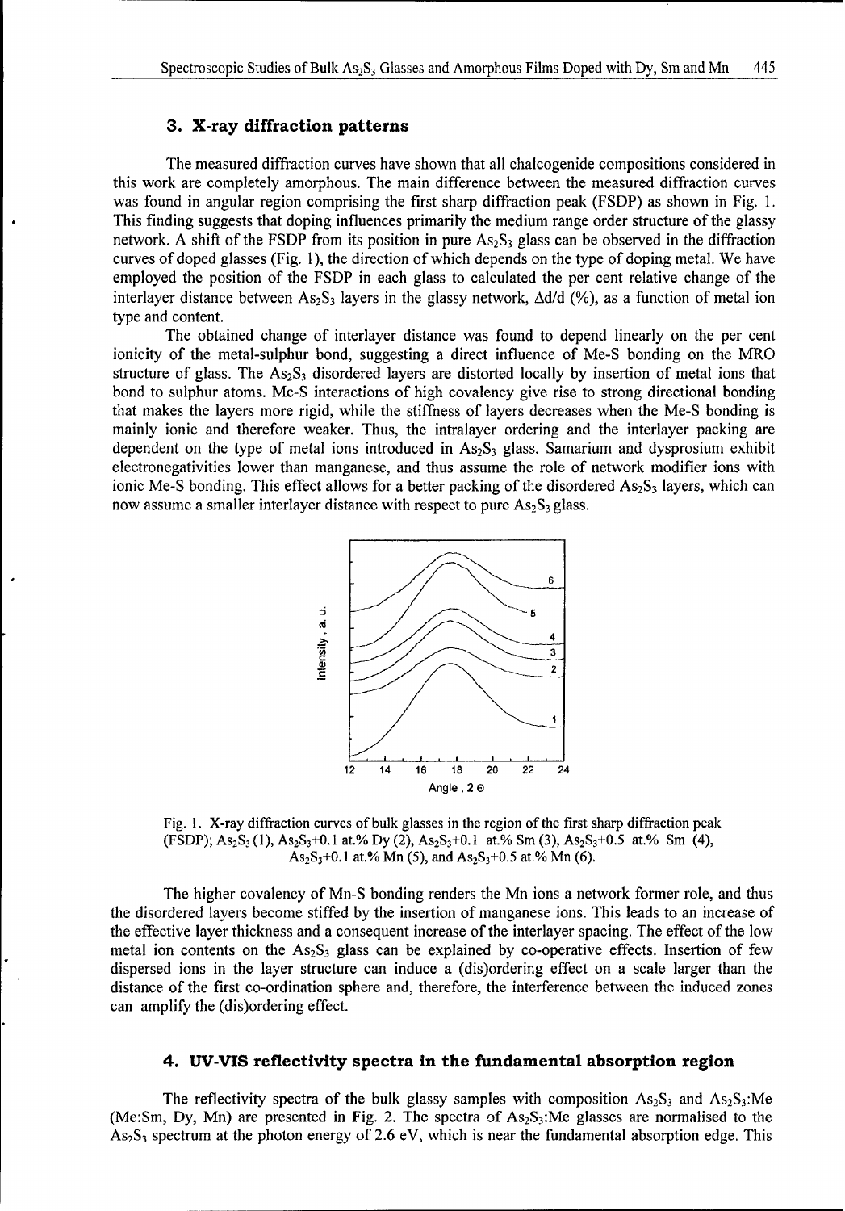## 3. X-ray diffraction patterns

The measured diffraction curves have shown that all chalcogenide compositions considered in this work are completely amorphous. The main difference between the measured diffraction curves was found in angular region comprising the first sharp diffraction peak (FSDP) as shown in Fig. 1. This finding suggests that doping influences primarily the medium range order structure of the glassy network. A shift of the FSDP from its position in pure $As_2S_3$ glass can be observed in the diffraction curves of doped glasses (Fig. 1), the direction of which depends on the type of doping metal. We have employed the position of the FSDP in each glass to calculated the per cent relative change of the interlayer distance between $As_2S_3$ layers in the glassy network, $\Delta d/d$ (%), as a function of metal ion type and content.

The obtained change of interlayer distance was found to depend linearly on the per cent ionicity of the metal-sulphur bond, suggesting a direct influence of Me-S bonding on the MRO structure of glass. The $As_2S_3$ disordered layers are distorted locally by insertion of metal ions that bond to sulphur atoms. Me-S interactions of high covalency give rise to strong directional bonding that makes the layers more rigid, while the stiffness of layers decreases when the Me-S bonding is mainly ionic and therefore weaker. Thus, the intralayer ordering and the interlayer packing are dependent on the type of metal ions introduced in $As_2S_3$ glass. Samarium and dysprosium exhibit electronegativities lower than manganese, and thus assume the role of network modifier ions with ionic Me-S bonding. This effect allows for a better packing of the disordered $As_2S_3$ layers, which can now assume a smaller interlayer distance with respect to pure $As_2S_3$ glass.

Fig. 1. X-ray diffraction curves of bulk glasses in the region of the first sharp diffraction peak (FSDP); $As_2S_3$ (1), $As_2S_3$+0.1 at.% Dy (2), $As_2S_3$+0.1 at.% Sm (3), $As_2S_3$+0.5 at.% Sm (4), $As_2S_3$+0.1 at.% Mn (5), and $As_2S_3$+0.5 at.% Mn (6).

The higher covalency of Mn-S bonding renders the Mn ions a network former role, and thus the disordered layers become stiffed by the insertion of manganese ions. This leads to an increase of the effective layer thickness and a consequent increase of the interlayer spacing. The effect of the low metal ion contents on the $As_2S_3$ glass can be explained by co-operative effects. Insertion of few dispersed ions in the layer structure can induce a (dis)ordering effect on a scale larger than the distance of the first co-ordination sphere and, therefore, the interference between the induced zones can amplify the (dis)ordering effect.

## 4. UV-VIS reflectivity spectra in the fundamental absorption region

The reflectivity spectra of the bulk glassy samples with composition $As_2S_3$ and $As_2S_3$:Me (Me:Sm, Dy, Mn) are presented in Fig. 2. The spectra of $As_2S_3$:Me glasses are normalised to the $As_2S_3$ spectrum at the photon energy of 2.6 eV, which is near the fundamental absorption edge. This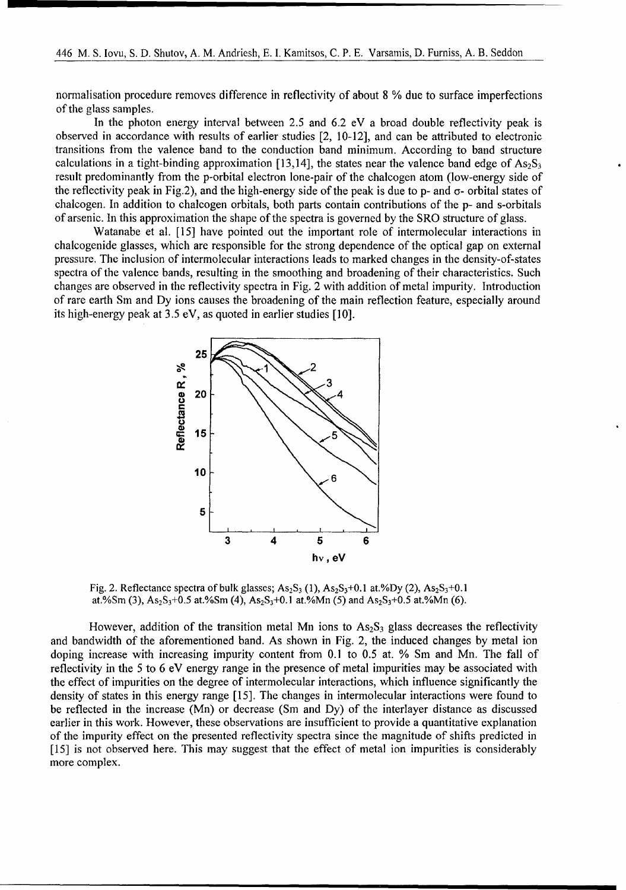normalisation procedure removes difference in reflectivity of about 8 % due to surface imperfections of the glass samples.

In the photon energy interval between 2.5 and 6.2 eV a broad double reflectivity peak is observed in accordance with results of earlier studies [2, 10-12], and can be attributed to electronic transitions from the valence band to the conduction band minimum. According to band structure calculations in a tight-binding approximation [13,14], the states near the valence band edge of $As_2S_3$ result predominantly from the p-orbital electron lone-pair of the chalcogen atom (low-energy side of the reflectivity peak in Fig.2), and the high-energy side of the peak is due to p- and σ- orbital states of chalcogen. In addition to chalcogen orbitals, both parts contain contributions of the p- and s-orbitals of arsenic. In this approximation the shape of the spectra is governed by the SRO structure of glass.

Watanabe et al. [15] have pointed out the important role of intermolecular interactions in chalcogenide glasses, which are responsible for the strong dependence of the optical gap on external pressure. The inclusion of intermolecular interactions leads to marked changes in the density-of-states spectra of the valence bands, resulting in the smoothing and broadening of their characteristics. Such changes are observed in the reflectivity spectra in Fig. 2 with addition of metal impurity. Introduction of rare earth Sm and Dy ions causes the broadening of the main reflection feature, especially around its high-energy peak at 3.5 eV, as quoted in earlier studies [10].

Fig. 2. Reflectance spectra of bulk glasses; $As_2S_3$ (1), $As_2S_3$+0.1 at.%Dy (2), $As_2S_3$+0.1 at.%Sm (3), $As_2S_3$+0.5 at.%Sm (4), $As_2S_3$+0.1 at.%Mn (5) and $As_2S_3$+0.5 at.%Mn (6).

However, addition of the transition metal Mn ions to $As_2S_3$ glass decreases the reflectivity and bandwidth of the aforementioned band. As shown in Fig. 2, the induced changes by metal ion doping increase with increasing impurity content from 0.1 to 0.5 at. % Sm and Mn. The fall of reflectivity in the 5 to 6 eV energy range in the presence of metal impurities may be associated with the effect of impurities on the degree of intermolecular interactions, which influence significantly the density of states in this energy range [15]. The changes in intermolecular interactions were found to be reflected in the increase (Mn) or decrease (Sm and Dy) of the interlayer distance as discussed earlier in this work. However, these observations are insufficient to provide a quantitative explanation of the impurity effect on the presented reflectivity spectra since the magnitude of shifts predicted in [15] is not observed here. This may suggest that the effect of metal ion impurities is considerably more complex.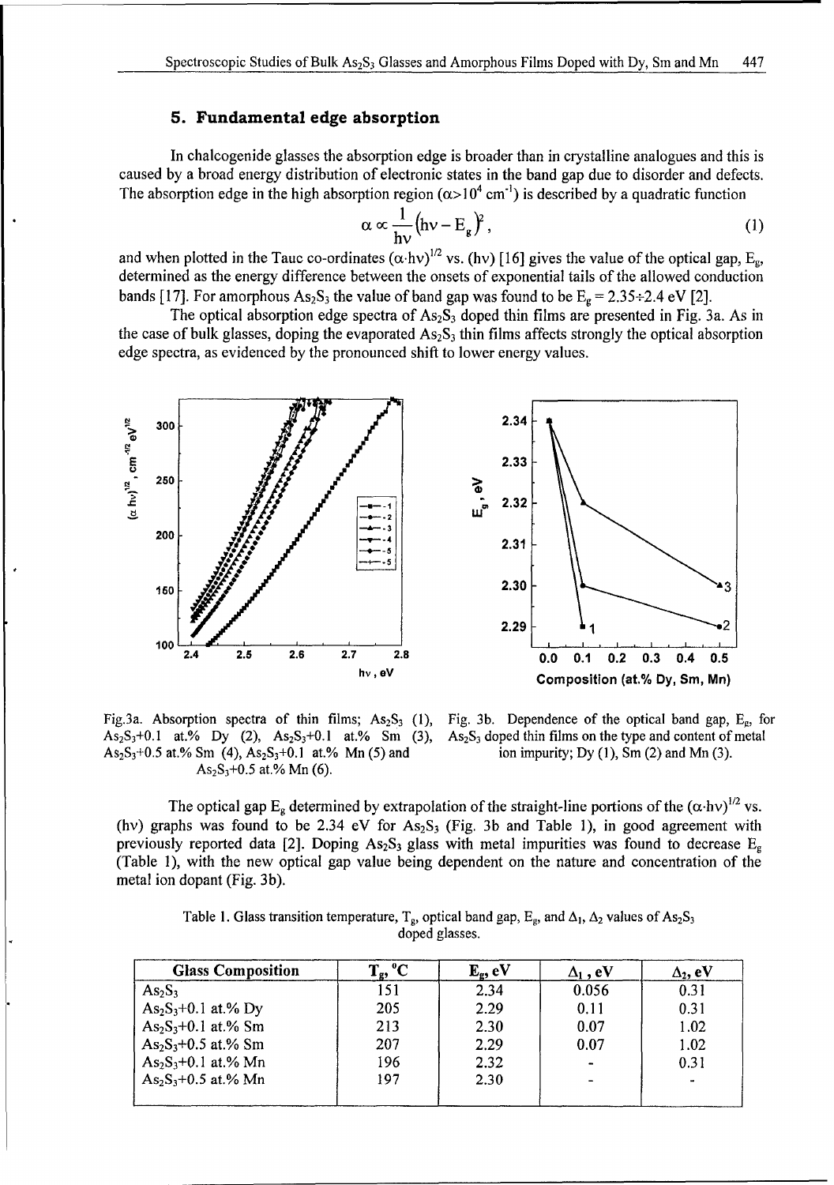## 5. Fundamental edge absorption

In chalcogenide glasses the absorption edge is broader than in crystalline analogues and this is caused by a broad energy distribution of electronic states in the band gap due to disorder and defects. The absorption edge in the high absorption region ($\alpha > 10^4$ cm$^{-1}$) is described by a quadratic function

$$\alpha \propto \frac{1}{h\nu}\left(h\nu - E_g\right)^2, \tag{1}$$

and when plotted in the Tauc co-ordinates $(\alpha \cdot h\nu)^{1/2}$ vs. $(h\nu)$ [16] gives the value of the optical gap, $E_g$, determined as the energy difference between the onsets of exponential tails of the allowed conduction bands [17]. For amorphous $As_2S_3$ the value of band gap was found to be $E_g = 2.35 \div 2.4$ eV [2].

The optical absorption edge spectra of $As_2S_3$ doped thin films are presented in Fig. 3a. As in the case of bulk glasses, doping the evaporated $As_2S_3$ thin films affects strongly the optical absorption edge spectra, as evidenced by the pronounced shift to lower energy values.

Fig.3a. Absorption spectra of thin films; $As_2S_3$ (1), $As_2S_3$+0.1 at.% Dy (2), $As_2S_3$+0.1 at.% Sm (3), $As_2S_3$+0.5 at.% Sm (4), $As_2S_3$+0.1 at.% Mn (5) and $As_2S_3$+0.5 at.% Mn (6).

Fig. 3b. Dependence of the optical band gap, $E_g$, for $As_2S_3$ doped thin films on the type and content of metal ion impurity; Dy (1), Sm (2) and Mn (3).

The optical gap $E_g$ determined by extrapolation of the straight-line portions of the $(\alpha \cdot h\nu)^{1/2}$ vs. $(h\nu)$ graphs was found to be 2.34 eV for $As_2S_3$ (Fig. 3b and Table 1), in good agreement with previously reported data [2]. Doping $As_2S_3$ glass with metal impurities was found to decrease $E_g$ (Table 1), with the new optical gap value being dependent on the nature and concentration of the metal ion dopant (Fig. 3b).

Table 1. Glass transition temperature, $T_g$, optical band gap, $E_g$, and $\Delta_1$, $\Delta_2$ values of $As_2S_3$ doped glasses.

| Glass Composition | $T_g$, °C | $E_g$, eV | $\Delta_1$, eV | $\Delta_2$, eV |
|---|---|---|---|---|
| $As_2S_3$ | 151 | 2.34 | 0.056 | 0.31 |
| $As_2S_3$+0.1 at.% Dy | 205 | 2.29 | 0.11 | 0.31 |
| $As_2S_3$+0.1 at.% Sm | 213 | 2.30 | 0.07 | 1.02 |
| $As_2S_3$+0.5 at.% Sm | 207 | 2.29 | 0.07 | 1.02 |
| $As_2S_3$+0.1 at.% Mn | 196 | 2.32 | - | 0.31 |
| $As_2S_3$+0.5 at.% Mn | 197 | 2.30 | - | - |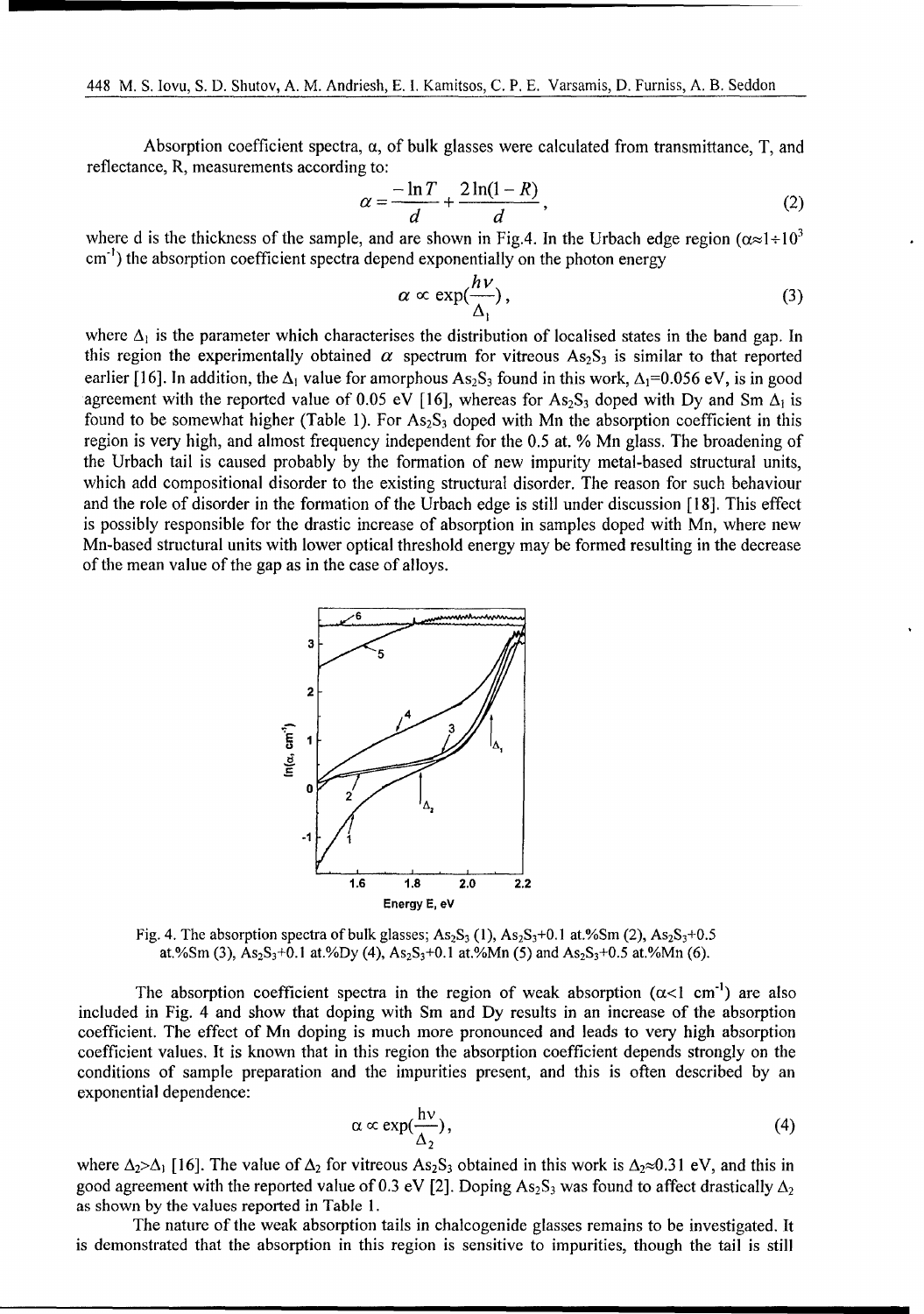Absorption coefficient spectra, α, of bulk glasses were calculated from transmittance, T, and reflectance, R, measurements according to:

$$\alpha = \frac{-\ln T}{d} + \frac{2\ln(1-R)}{d}, \tag{2}$$

where d is the thickness of the sample, and are shown in Fig.4. In the Urbach edge region ($\alpha \approx 1 \div 10^3$ cm$^{-1}$) the absorption coefficient spectra depend exponentially on the photon energy

$$\alpha \propto \exp(\frac{h\nu}{\Delta_1}), \tag{3}$$

where $\Delta_1$ is the parameter which characterises the distribution of localised states in the band gap. In this region the experimentally obtained $\alpha$ spectrum for vitreous $As_2S_3$ is similar to that reported earlier [16]. In addition, the $\Delta_1$ value for amorphous $As_2S_3$ found in this work, $\Delta_1$=0.056 eV, is in good agreement with the reported value of 0.05 eV [16], whereas for $As_2S_3$ doped with Dy and Sm $\Delta_1$ is found to be somewhat higher (Table 1). For $As_2S_3$ doped with Mn the absorption coefficient in this region is very high, and almost frequency independent for the 0.5 at. % Mn glass. The broadening of the Urbach tail is caused probably by the formation of new impurity metal-based structural units, which add compositional disorder to the existing structural disorder. The reason for such behaviour and the role of disorder in the formation of the Urbach edge is still under discussion [18]. This effect is possibly responsible for the drastic increase of absorption in samples doped with Mn, where new Mn-based structural units with lower optical threshold energy may be formed resulting in the decrease of the mean value of the gap as in the case of alloys.

Fig. 4. The absorption spectra of bulk glasses; $As_2S_3$ (1), $As_2S_3$+0.1 at.%Sm (2), $As_2S_3$+0.5 at.%Sm (3), $As_2S_3$+0.1 at.%Dy (4), $As_2S_3$+0.1 at.%Mn (5) and $As_2S_3$+0.5 at.%Mn (6).

The absorption coefficient spectra in the region of weak absorption ($\alpha$<1 cm$^{-1}$) are also included in Fig. 4 and show that doping with Sm and Dy results in an increase of the absorption coefficient. The effect of Mn doping is much more pronounced and leads to very high absorption coefficient values. It is known that in this region the absorption coefficient depends strongly on the conditions of sample preparation and the impurities present, and this is often described by an exponential dependence:

$$\alpha \propto \exp(\frac{h\nu}{\Delta_2}), \tag{4}$$

where $\Delta_2 > \Delta_1$ [16]. The value of $\Delta_2$ for vitreous $As_2S_3$ obtained in this work is $\Delta_2 \approx 0.31$ eV, and this in good agreement with the reported value of 0.3 eV [2]. Doping $As_2S_3$ was found to affect drastically $\Delta_2$ as shown by the values reported in Table 1.

The nature of the weak absorption tails in chalcogenide glasses remains to be investigated. It is demonstrated that the absorption in this region is sensitive to impurities, though the tail is still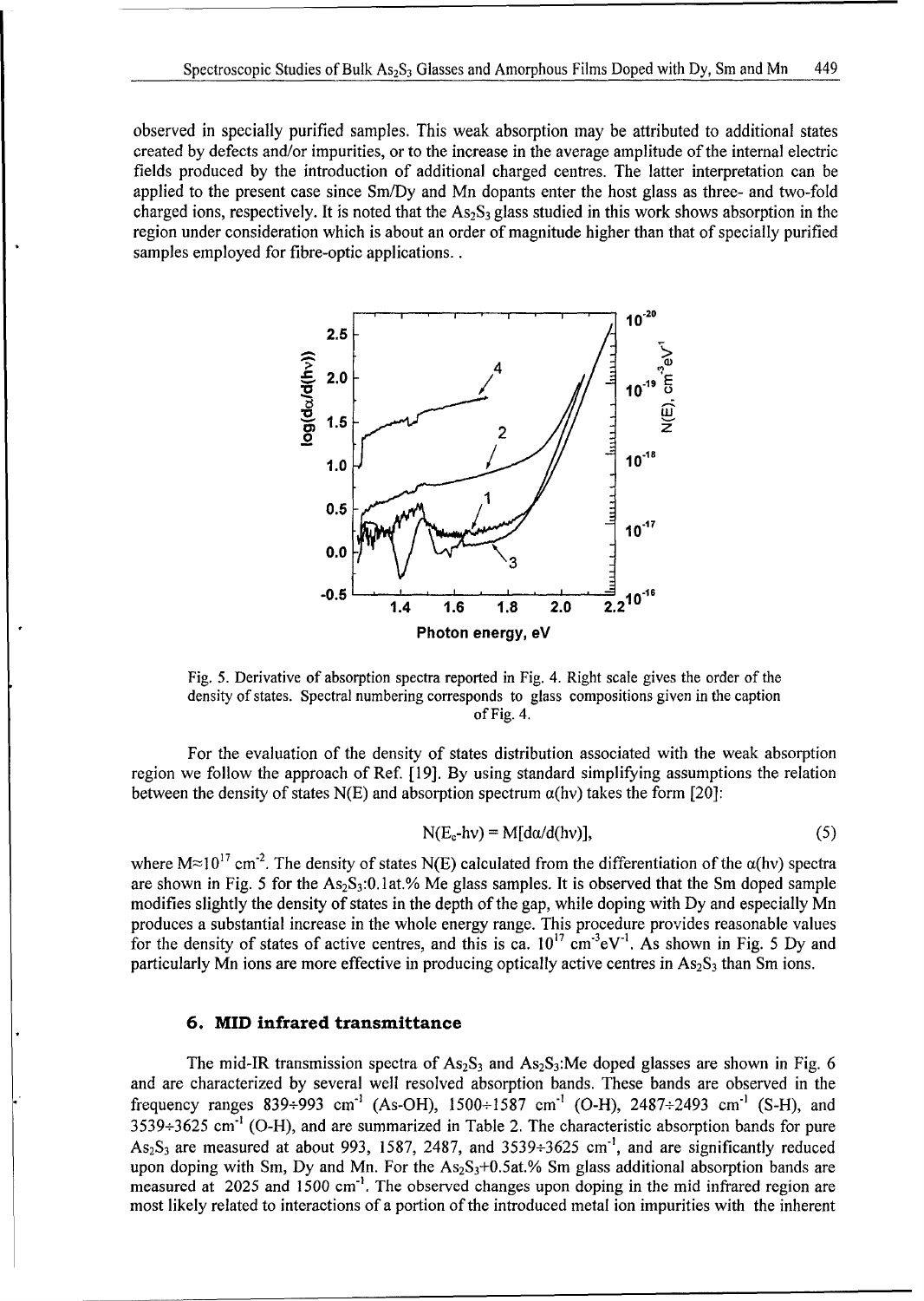observed in specially purified samples. This weak absorption may be attributed to additional states created by defects and/or impurities, or to the increase in the average amplitude of the internal electric fields produced by the introduction of additional charged centres. The latter interpretation can be applied to the present case since Sm/Dy and Mn dopants enter the host glass as three- and two-fold charged ions, respectively. It is noted that the $As_2S_3$ glass studied in this work shows absorption in the region under consideration which is about an order of magnitude higher than that of specially purified samples employed for fibre-optic applications. .

Fig. 5. Derivative of absorption spectra reported in Fig. 4. Right scale gives the order of the density of states. Spectral numbering corresponds to glass compositions given in the caption of Fig. 4.

For the evaluation of the density of states distribution associated with the weak absorption region we follow the approach of Ref. [19]. By using standard simplifying assumptions the relation between the density of states N(E) and absorption spectrum $\alpha(h\nu)$ takes the form [20]:

$$N(E_c\text{-}h\nu) = M[d\alpha/d(h\nu)], \quad (5)$$

where $M \approx 10^{17}$ cm$^{-2}$. The density of states N(E) calculated from the differentiation of the $\alpha(h\nu)$ spectra are shown in Fig. 5 for the $As_2S_3$:0.1at.% Me glass samples. It is observed that the Sm doped sample modifies slightly the density of states in the depth of the gap, while doping with Dy and especially Mn produces a substantial increase in the whole energy range. This procedure provides reasonable values for the density of states of active centres, and this is ca. $10^{17}$ cm$^{-3}$eV$^{-1}$. As shown in Fig. 5 Dy and particularly Mn ions are more effective in producing optically active centres in $As_2S_3$ than Sm ions.

## 6. MID infrared transmittance

The mid-IR transmission spectra of $As_2S_3$ and $As_2S_3$:Me doped glasses are shown in Fig. 6 and are characterized by several well resolved absorption bands. These bands are observed in the frequency ranges 839÷993 cm$^{-1}$ (As-OH), 1500÷1587 cm$^{-1}$ (O-H), 2487÷2493 cm$^{-1}$ (S-H), and 3539÷3625 cm$^{-1}$ (O-H), and are summarized in Table 2. The characteristic absorption bands for pure $As_2S_3$ are measured at about 993, 1587, 2487, and 3539÷3625 cm$^{-1}$, and are significantly reduced upon doping with Sm, Dy and Mn. For the $As_2S_3$+0.5at.% Sm glass additional absorption bands are measured at 2025 and 1500 cm$^{-1}$. The observed changes upon doping in the mid infrared region are most likely related to interactions of a portion of the introduced metal ion impurities with the inherent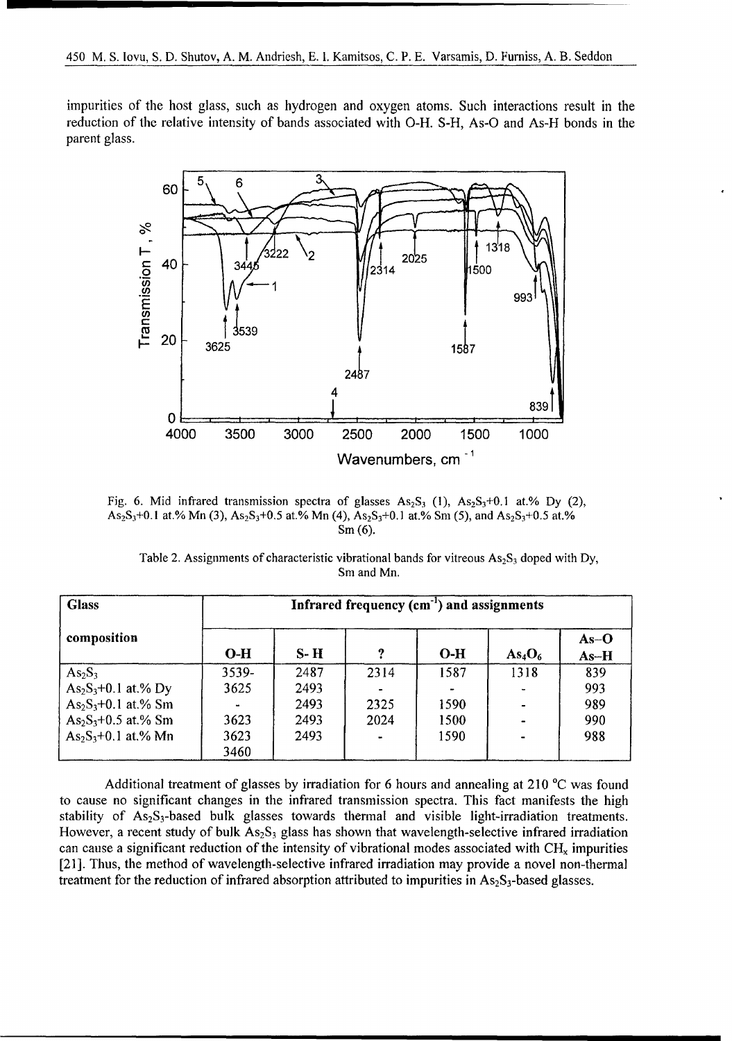impurities of the host glass, such as hydrogen and oxygen atoms. Such interactions result in the reduction of the relative intensity of bands associated with O-H. S-H, As-O and As-H bonds in the parent glass.

Fig. 6. Mid infrared transmission spectra of glasses $As_2S_3$ (1), $As_2S_3$+0.1 at.% Dy (2), $As_2S_3$+0.1 at.% Mn (3), $As_2S_3$+0.5 at.% Mn (4), $As_2S_3$+0.1 at.% Sm (5), and $As_2S_3$+0.5 at.% Sm (6).

Table 2. Assignments of characteristic vibrational bands for vitreous $As_2S_3$ doped with Dy, Sm and Mn.

| Glass composition | Infrared frequency ($cm^{-1}$) and assignments | | | | | |
|---|---|---|---|---|---|---|
| | O-H | S- H | ? | O-H | $As_4O_6$ | As–O As–H |
| $As_2S_3$ | 3539- | 2487 | 2314 | 1587 | 1318 | 839 |
| $As_2S_3$+0.1 at.% Dy | 3625 | 2493 | - | - | - | 993 |
| $As_2S_3$+0.1 at.% Sm | - | 2493 | 2325 | 1590 | - | 989 |
| $As_2S_3$+0.5 at.% Sm | 3623 | 2493 | 2024 | 1500 | - | 990 |
| $As_2S_3$+0.1 at.% Mn | 3623 3460 | 2493 | - | 1590 | - | 988 |

Additional treatment of glasses by irradiation for 6 hours and annealing at 210 °C was found to cause no significant changes in the infrared transmission spectra. This fact manifests the high stability of $As_2S_3$-based bulk glasses towards thermal and visible light-irradiation treatments. However, a recent study of bulk $As_2S_3$ glass has shown that wavelength-selective infrared irradiation can cause a significant reduction of the intensity of vibrational modes associated with $CH_x$ impurities [21]. Thus, the method of wavelength-selective infrared irradiation may provide a novel non-thermal treatment for the reduction of infrared absorption attributed to impurities in $As_2S_3$-based glasses.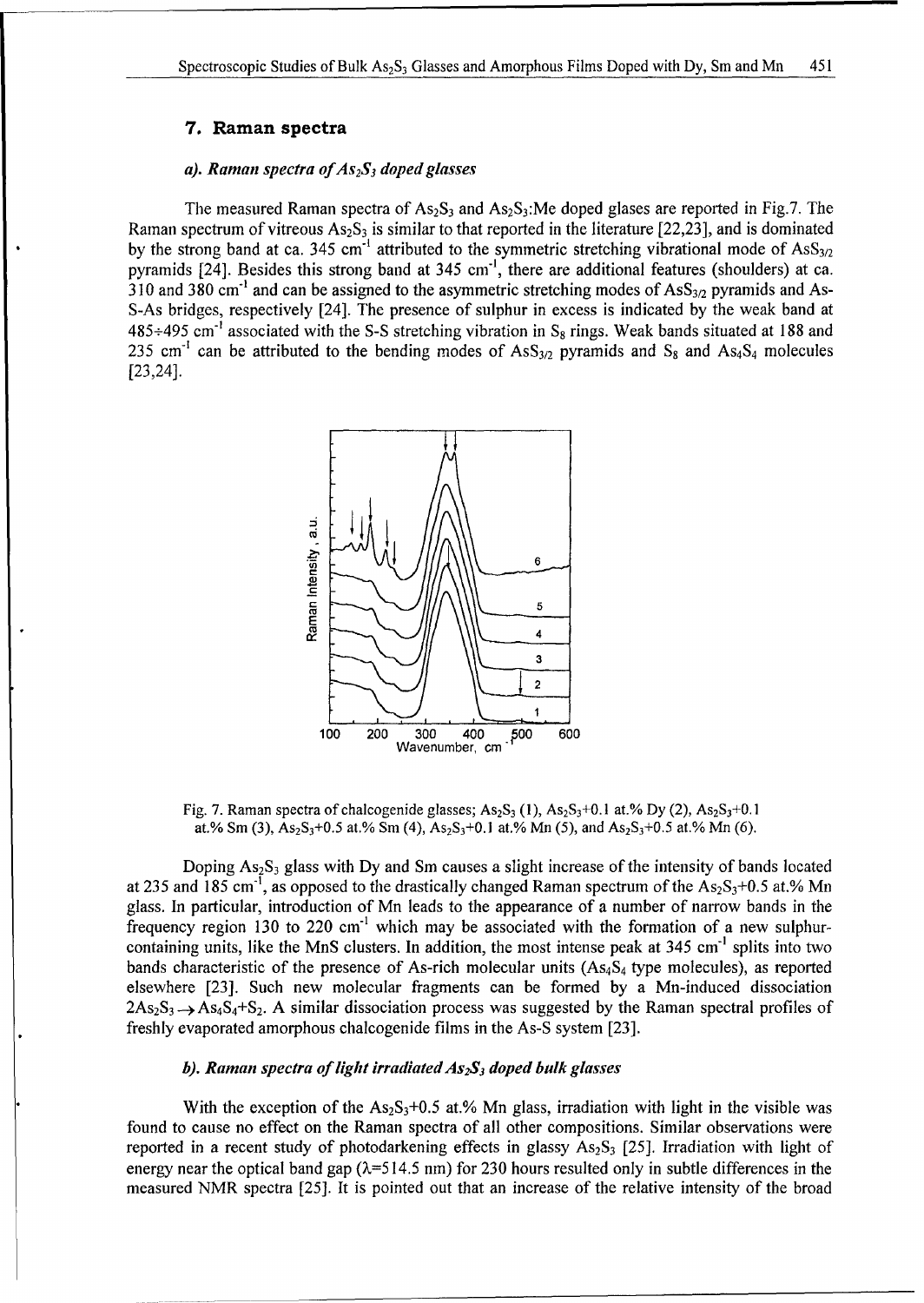## 7. Raman spectra

### *a). Raman spectra of $As_2S_3$ doped glasses*

The measured Raman spectra of $As_2S_3$ and $As_2S_3$:Me doped glases are reported in Fig.7. The Raman spectrum of vitreous $As_2S_3$ is similar to that reported in the literature [22,23], and is dominated by the strong band at ca. 345 $cm^{-1}$ attributed to the symmetric stretching vibrational mode of $AsS_{3/2}$ pyramids [24]. Besides this strong band at 345 $cm^{-1}$, there are additional features (shoulders) at ca. 310 and 380 $cm^{-1}$ and can be assigned to the asymmetric stretching modes of $AsS_{3/2}$ pyramids and As-S-As bridges, respectively [24]. The presence of sulphur in excess is indicated by the weak band at 485÷495 $cm^{-1}$ associated with the S-S stretching vibration in $S_8$ rings. Weak bands situated at 188 and 235 $cm^{-1}$ can be attributed to the bending modes of $AsS_{3/2}$ pyramids and $S_8$ and $As_4S_4$ molecules [23,24].

Fig. 7. Raman spectra of chalcogenide glasses; $As_2S_3$ (1), $As_2S_3$+0.1 at.% Dy (2), $As_2S_3$+0.1 at.% Sm (3), $As_2S_3$+0.5 at.% Sm (4), $As_2S_3$+0.1 at.% Mn (5), and $As_2S_3$+0.5 at.% Mn (6).

Doping $As_2S_3$ glass with Dy and Sm causes a slight increase of the intensity of bands located at 235 and 185 $cm^{-1}$, as opposed to the drastically changed Raman spectrum of the $As_2S_3$+0.5 at.% Mn glass. In particular, introduction of Mn leads to the appearance of a number of narrow bands in the frequency region 130 to 220 $cm^{-1}$ which may be associated with the formation of a new sulphur-containing units, like the MnS clusters. In addition, the most intense peak at 345 $cm^{-1}$ splits into two bands characteristic of the presence of As-rich molecular units ($As_4S_4$ type molecules), as reported elsewhere [23]. Such new molecular fragments can be formed by a Mn-induced dissociation $2As_2S_3 \rightarrow As_4S_4+S_2$. A similar dissociation process was suggested by the Raman spectral profiles of freshly evaporated amorphous chalcogenide films in the As-S system [23].

### *b). Raman spectra of light irradiated $As_2S_3$ doped bulk glasses*

With the exception of the $As_2S_3$+0.5 at.% Mn glass, irradiation with light in the visible was found to cause no effect on the Raman spectra of all other compositions. Similar observations were reported in a recent study of photodarkening effects in glassy $As_2S_3$ [25]. Irradiation with light of energy near the optical band gap ($\lambda$=514.5 nm) for 230 hours resulted only in subtle differences in the measured NMR spectra [25]. It is pointed out that an increase of the relative intensity of the broad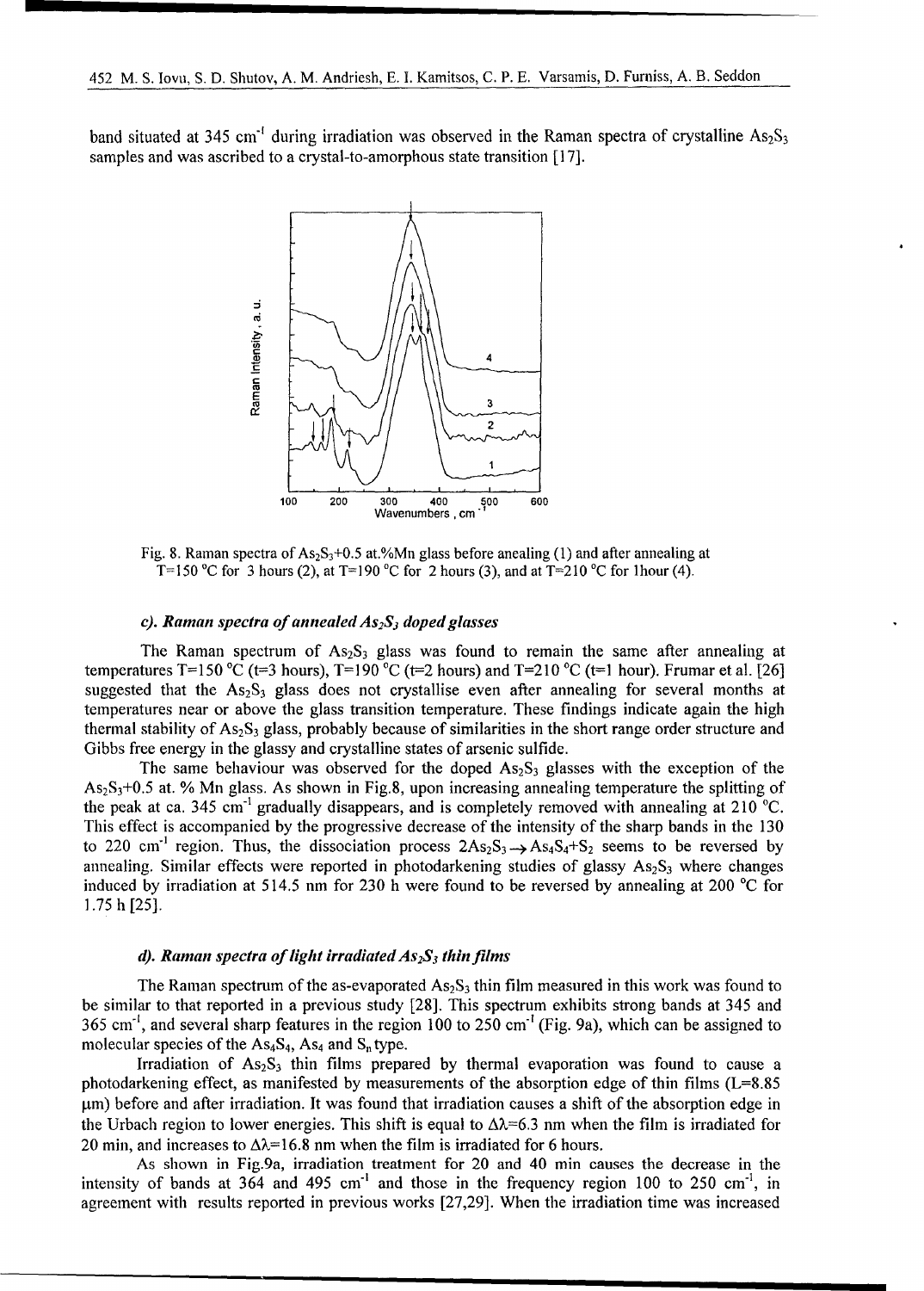band situated at 345 $cm^{-1}$ during irradiation was observed in the Raman spectra of crystalline $As_2S_3$ samples and was ascribed to a crystal-to-amorphous state transition [17].

Fig. 8. Raman spectra of $As_2S_3$+0.5 at.%Mn glass before anealing (1) and after annealing at T=150 °C for 3 hours (2), at T=190 °C for 2 hours (3), and at T=210 °C for 1hour (4).

### *c). Raman spectra of annealed $As_2S_3$ doped glasses*

The Raman spectrum of $As_2S_3$ glass was found to remain the same after annealing at temperatures T=150 °C (t=3 hours), T=190 °C (t=2 hours) and T=210 °C (t=1 hour). Frumar et al. [26] suggested that the $As_2S_3$ glass does not crystallise even after annealing for several months at temperatures near or above the glass transition temperature. These findings indicate again the high thermal stability of $As_2S_3$ glass, probably because of similarities in the short range order structure and Gibbs free energy in the glassy and crystalline states of arsenic sulfide.

The same behaviour was observed for the doped $As_2S_3$ glasses with the exception of the $As_2S_3$+0.5 at. % Mn glass. As shown in Fig.8, upon increasing annealing temperature the splitting of the peak at ca. 345 $cm^{-1}$ gradually disappears, and is completely removed with annealing at 210 °C. This effect is accompanied by the progressive decrease of the intensity of the sharp bands in the 130 to 220 $cm^{-1}$ region. Thus, the dissociation process $2As_2S_3 \rightarrow As_4S_4+S_2$ seems to be reversed by annealing. Similar effects were reported in photodarkening studies of glassy $As_2S_3$ where changes induced by irradiation at 514.5 nm for 230 h were found to be reversed by annealing at 200 °C for 1.75 h [25].

### *d). Raman spectra of light irradiated $As_2S_3$ thin films*

The Raman spectrum of the as-evaporated $As_2S_3$ thin film measured in this work was found to be similar to that reported in a previous study [28]. This spectrum exhibits strong bands at 345 and 365 $cm^{-1}$, and several sharp features in the region 100 to 250 $cm^{-1}$ (Fig. 9a), which can be assigned to molecular species of the $As_4S_4$, $As_4$ and $S_n$ type.

Irradiation of $As_2S_3$ thin films prepared by thermal evaporation was found to cause a photodarkening effect, as manifested by measurements of the absorption edge of thin films (L=8.85 μm) before and after irradiation. It was found that irradiation causes a shift of the absorption edge in the Urbach region to lower energies. This shift is equal to $\Delta\lambda$=6.3 nm when the film is irradiated for 20 min, and increases to $\Delta\lambda$=16.8 nm when the film is irradiated for 6 hours.

As shown in Fig.9a, irradiation treatment for 20 and 40 min causes the decrease in the intensity of bands at 364 and 495 $cm^{-1}$ and those in the frequency region 100 to 250 $cm^{-1}$, in agreement with results reported in previous works [27,29]. When the irradiation time was increased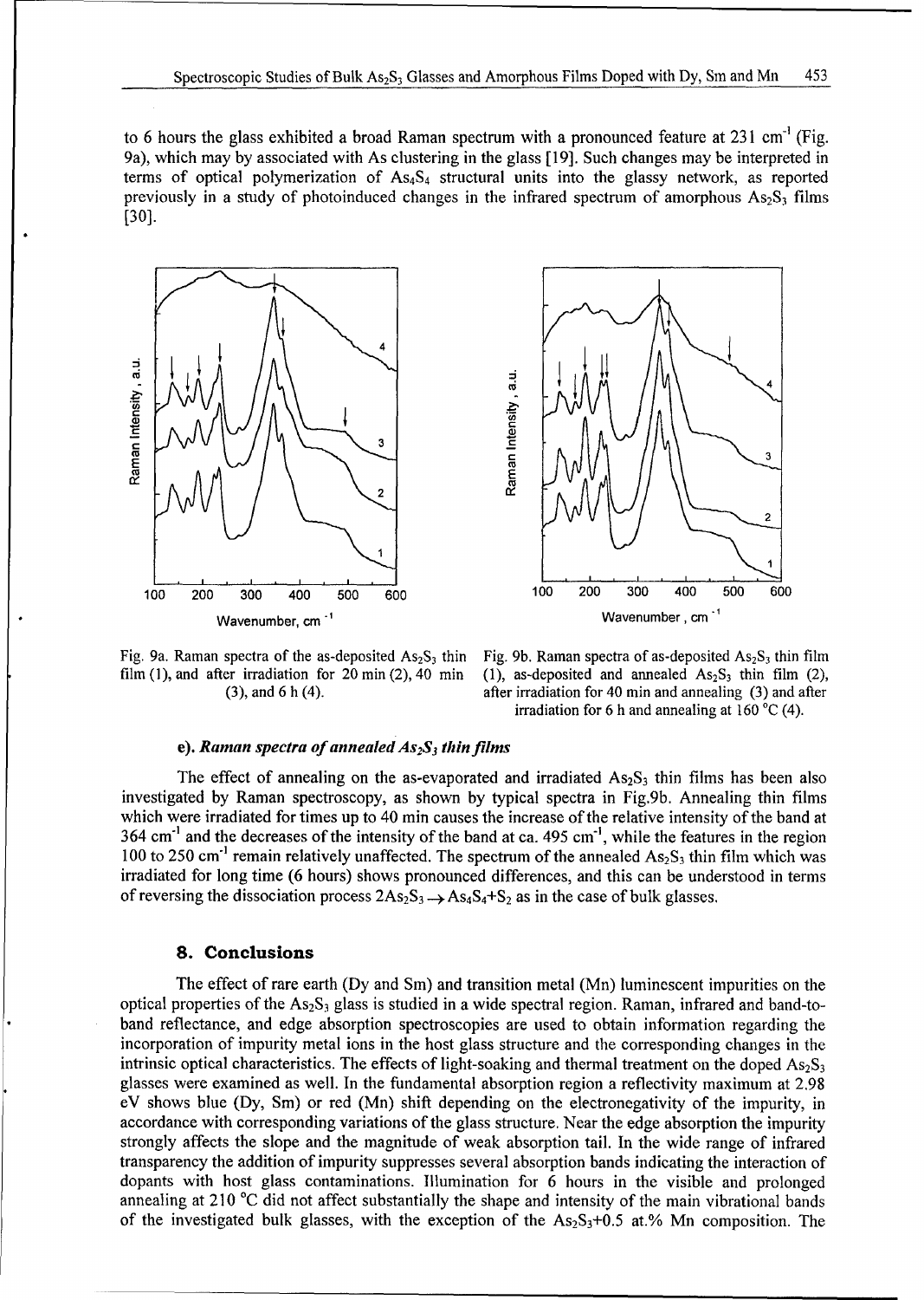to 6 hours the glass exhibited a broad Raman spectrum with a pronounced feature at 231 $cm^{-1}$ (Fig. 9a), which may by associated with As clustering in the glass [19]. Such changes may be interpreted in terms of optical polymerization of $As_4S_4$ structural units into the glassy network, as reported previously in a study of photoinduced changes in the infrared spectrum of amorphous $As_2S_3$ films [30].

Fig. 9a. Raman spectra of the as-deposited $As_2S_3$ thin film (1), and after irradiation for 20 min (2), 40 min (3), and 6 h (4).

Fig. 9b. Raman spectra of as-deposited $As_2S_3$ thin film (1), as-deposited and annealed $As_2S_3$ thin film (2), after irradiation for 40 min and annealing (3) and after irradiation for 6 h and annealing at 160 °C (4).

#### e). *Raman spectra of annealed $As_2S_3$ thin films*

The effect of annealing on the as-evaporated and irradiated $As_2S_3$ thin films has been also investigated by Raman spectroscopy, as shown by typical spectra in Fig.9b. Annealing thin films which were irradiated for times up to 40 min causes the increase of the relative intensity of the band at 364 $cm^{-1}$ and the decreases of the intensity of the band at ca. 495 $cm^{-1}$, while the features in the region 100 to 250 $cm^{-1}$ remain relatively unaffected. The spectrum of the annealed $As_2S_3$ thin film which was irradiated for long time (6 hours) shows pronounced differences, and this can be understood in terms of reversing the dissociation process $2As_2S_3 \rightarrow As_4S_4 + S_2$ as in the case of bulk glasses.

## 8. Conclusions

The effect of rare earth (Dy and Sm) and transition metal (Mn) luminescent impurities on the optical properties of the $As_2S_3$ glass is studied in a wide spectral region. Raman, infrared and band-to-band reflectance, and edge absorption spectroscopies are used to obtain information regarding the incorporation of impurity metal ions in the host glass structure and the corresponding changes in the intrinsic optical characteristics. The effects of light-soaking and thermal treatment on the doped $As_2S_3$ glasses were examined as well. In the fundamental absorption region a reflectivity maximum at 2.98 eV shows blue (Dy, Sm) or red (Mn) shift depending on the electronegativity of the impurity, in accordance with corresponding variations of the glass structure. Near the edge absorption the impurity strongly affects the slope and the magnitude of weak absorption tail. In the wide range of infrared transparency the addition of impurity suppresses several absorption bands indicating the interaction of dopants with host glass contaminations. Illumination for 6 hours in the visible and prolonged annealing at 210 °C did not affect substantially the shape and intensity of the main vibrational bands of the investigated bulk glasses, with the exception of the $As_2S_3$+0.5 at.% Mn composition. The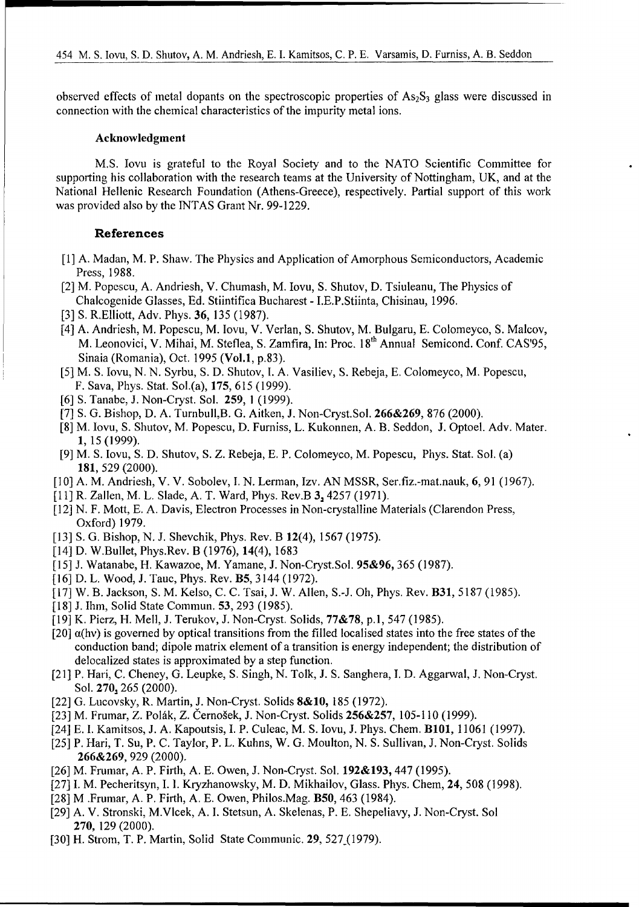observed effects of metal dopants on the spectroscopic properties of $As_2S_3$ glass were discussed in connection with the chemical characteristics of the impurity metal ions.

### Acknowledgment

M.S. Iovu is grateful to the Royal Society and to the NATO Scientific Committee for supporting his collaboration with the research teams at the University of Nottingham, UK, and at the National Hellenic Research Foundation (Athens-Greece), respectively. Partial support of this work was provided also by the INTAS Grant Nr. 99-1229.

## References

[1] A. Madan, M. P. Shaw. The Physics and Application of Amorphous Semiconductors, Academic Press, 1988.

[2] M. Popescu, A. Andriesh, V. Chumash, M. Iovu, S. Shutov, D. Tsiuleanu, The Physics of Chalcogenide Glasses, Ed. Stiintifica Bucharest - I.E.P.Stiinta, Chisinau, 1996.

[3] S. R.Elliott, Adv. Phys. **36**, 135 (1987).

[4] A. Andriesh, M. Popescu, M. Iovu, V. Verlan, S. Shutov, M. Bulgaru, E. Colomeyco, S. Malcov, M. Leonovici, V. Mihai, M. Steflea, S. Zamfira, In: Proc. 18th Annual Semicond. Conf. CAS'95, Sinaia (Romania), Oct. 1995 (**Vol.1**, p.83).

[5] M. S. Iovu, N. N. Syrbu, S. D. Shutov, I. A. Vasiliev, S. Rebeja, E. Colomeyco, M. Popescu, F. Sava, Phys. Stat. Sol.(a), **175**, 615 (1999).

[6] S. Tanabe, J. Non-Cryst. Sol. **259**, 1 (1999).

[7] S. G. Bishop, D. A. Turnbull,B. G. Aitken, J. Non-Cryst.Sol. **266&269**, 876 (2000).

[8] M. Iovu, S. Shutov, M. Popescu, D. Furniss, L. Kukonnen, A. B. Seddon, J. Optoel. Adv. Mater. **1**, 15 (1999).

[9] M. S. Iovu, S. D. Shutov, S. Z. Rebeja, E. P. Colomeyco, M. Popescu, Phys. Stat. Sol. (a) **181**, 529 (2000).

[10] A. M. Andriesh, V. V. Sobolev, I. N. Lerman, Izv. AN MSSR, Ser.fiz.-mat.nauk, **6**, 91 (1967).

[11] R. Zallen, M. L. Slade, A. T. Ward, Phys. Rev.B **3**, 4257 (1971).

[12] N. F. Mott, E. A. Davis, Electron Processes in Non-crystalline Materials (Clarendon Press, Oxford) 1979.

[13] S. G. Bishop, N. J. Shevchik, Phys. Rev. B **12**(4), 1567 (1975).

[14] D. W.Bullet, Phys.Rev. B (1976), **14**(4), 1683

[15] J. Watanabe, H. Kawazoe, M. Yamane, J. Non-Cryst.Sol. **95&96,** 365 (1987).

[16] D. L. Wood, J. Tauc, Phys. Rev. **B5**, 3144 (1972).

[17] W. B. Jackson, S. M. Kelso, C. C. Tsai, J. W. Allen, S.-J. Oh, Phys. Rev. **B31**, 5187 (1985).

[18] J. Ihm, Solid State Commun. **53**, 293 (1985).

[19] K. Pierz, H. Mell, J. Terukov, J. Non-Cryst. Solids, **77&78**, p.1, 547 (1985).

[20] $\alpha(h\nu)$ is governed by optical transitions from the filled localised states into the free states of the conduction band; dipole matrix element of a transition is energy independent; the distribution of delocalized states is approximated by a step function.

[21] P. Hari, C. Cheney, G. Leupke, S. Singh, N. Tolk, J. S. Sanghera, I. D. Aggarwal, J. Non-Cryst. Sol. **270**, 265 (2000).

[22] G. Lucovsky, R. Martin, J. Non-Cryst. Solids **8&10,** 185 (1972).

[23] M. Frumar, Z. Polák, Z. Černošek, J. Non-Cryst. Solids **256&257**, 105-110 (1999).

[24] E. I. Kamitsos, J. A. Kapoutsis, I. P. Culeac, M. S. Iovu, J. Phys. Chem. **B101**, 11061 (1997).

[25] P. Hari, T. Su, P. C. Taylor, P. L. Kuhns, W. G. Moulton, N. S. Sullivan, J. Non-Cryst. Solids **266&269**, 929 (2000).

[26] M. Frumar, A. P. Firth, A. E. Owen, J. Non-Cryst. Sol. **192&193,** 447 (1995).

[27] I. M. Pecheritsyn, I. I. Kryzhanowsky, M. D. Mikhailov, Glass. Phys. Chem, **24**, 508 (1998).

[28] M .Frumar, A. P. Firth, A. E. Owen, Philos.Mag. **B50**, 463 (1984).

[29] A. V. Stronski, M.Vlcek, A. I. Stetsun, A. Skelenas, P. E. Shepeliavy, J. Non-Cryst. Sol **270**, 129 (2000).

[30] H. Strom, T. P. Martin, Solid State Communic. **29**, 527 (1979).